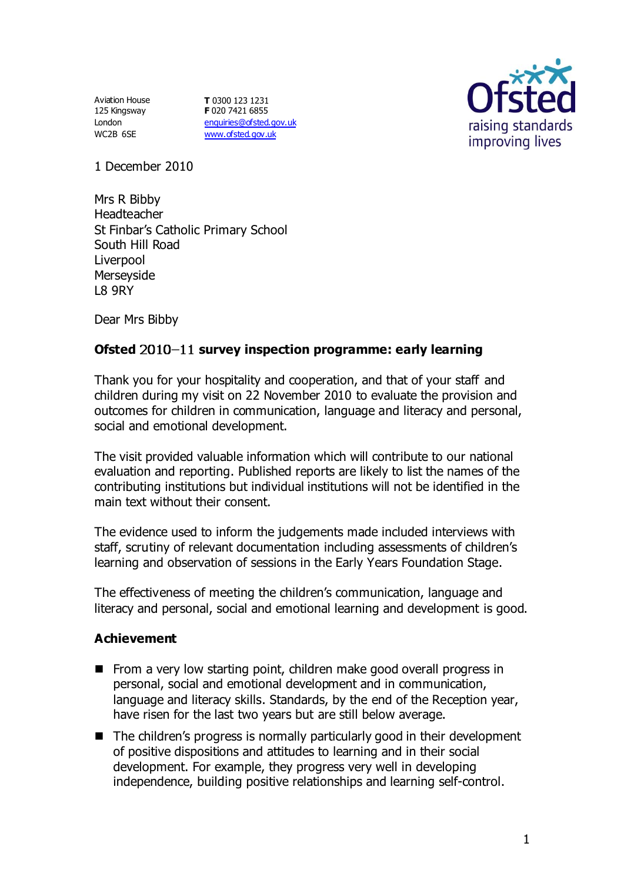Aviation House
125 Kingsway
London
WC2B 6SE

**T** 0300 123 1231
**F** 020 7421 6855
enquiries@ofsted.gov.uk
www.ofsted.gov.uk

Ofsted
raising standards
improving lives

1 December 2010

Mrs R Bibby
Headteacher
St Finbar's Catholic Primary School
South Hill Road
Liverpool
Merseyside
L8 9RY

Dear Mrs Bibby

**Ofsted 2010–11 survey inspection programme: early learning**

Thank you for your hospitality and cooperation, and that of your staff and children during my visit on 22 November 2010 to evaluate the provision and outcomes for children in communication, language and literacy and personal, social and emotional development.

The visit provided valuable information which will contribute to our national evaluation and reporting. Published reports are likely to list the names of the contributing institutions but individual institutions will not be identified in the main text without their consent.

The evidence used to inform the judgements made included interviews with staff, scrutiny of relevant documentation including assessments of children's learning and observation of sessions in the Early Years Foundation Stage.

The effectiveness of meeting the children's communication, language and literacy and personal, social and emotional learning and development is good.

**Achievement**

- From a very low starting point, children make good overall progress in personal, social and emotional development and in communication, language and literacy skills. Standards, by the end of the Reception year, have risen for the last two years but are still below average.
- The children's progress is normally particularly good in their development of positive dispositions and attitudes to learning and in their social development. For example, they progress very well in developing independence, building positive relationships and learning self-control.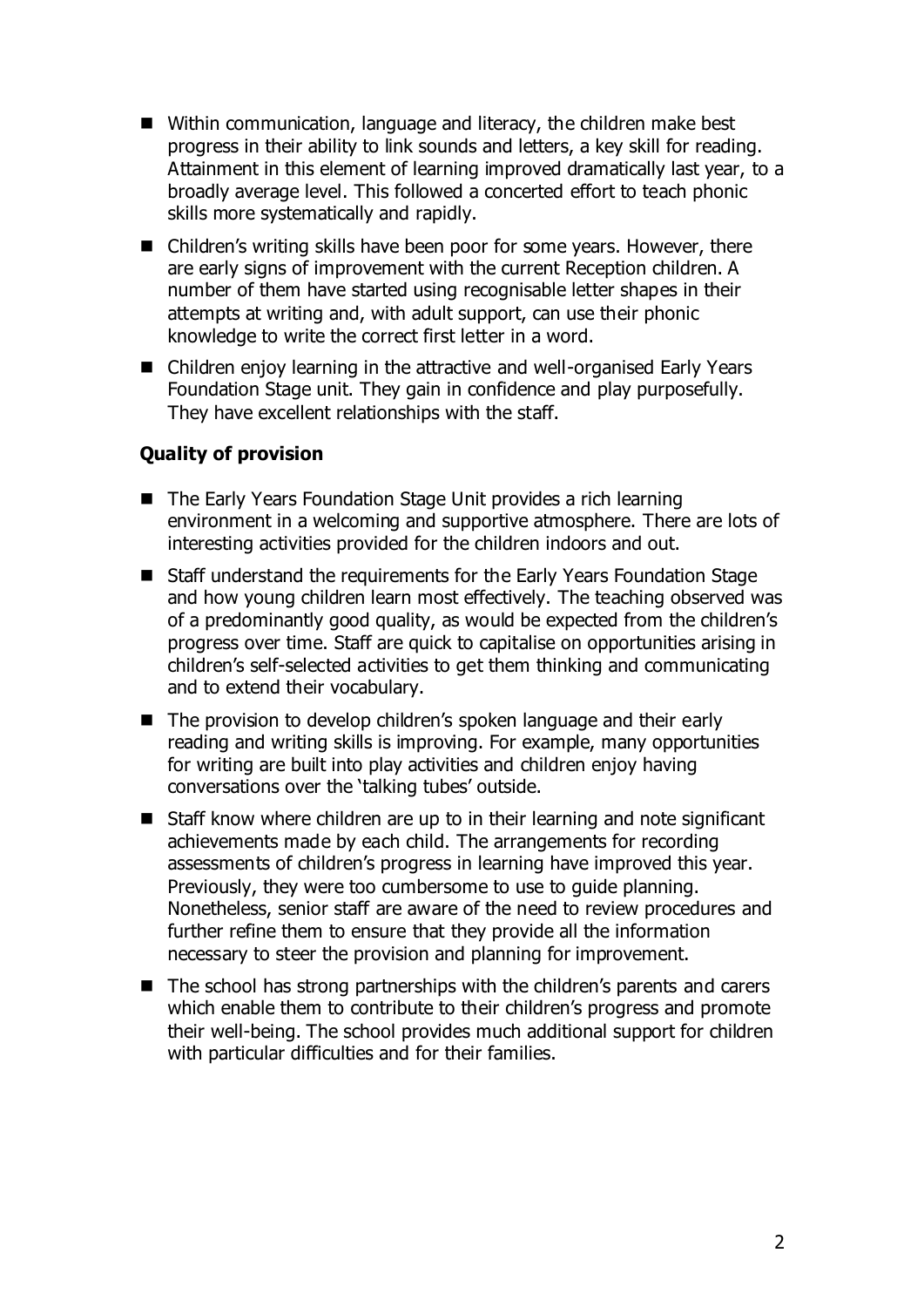- Within communication, language and literacy, the children make best progress in their ability to link sounds and letters, a key skill for reading. Attainment in this element of learning improved dramatically last year, to a broadly average level. This followed a concerted effort to teach phonic skills more systematically and rapidly.
- Children's writing skills have been poor for some years. However, there are early signs of improvement with the current Reception children. A number of them have started using recognisable letter shapes in their attempts at writing and, with adult support, can use their phonic knowledge to write the correct first letter in a word.
- Children enjoy learning in the attractive and well-organised Early Years Foundation Stage unit. They gain in confidence and play purposefully. They have excellent relationships with the staff.

**Quality of provision**

- The Early Years Foundation Stage Unit provides a rich learning environment in a welcoming and supportive atmosphere. There are lots of interesting activities provided for the children indoors and out.
- Staff understand the requirements for the Early Years Foundation Stage and how young children learn most effectively. The teaching observed was of a predominantly good quality, as would be expected from the children's progress over time. Staff are quick to capitalise on opportunities arising in children's self-selected activities to get them thinking and communicating and to extend their vocabulary.
- The provision to develop children's spoken language and their early reading and writing skills is improving. For example, many opportunities for writing are built into play activities and children enjoy having conversations over the 'talking tubes' outside.
- Staff know where children are up to in their learning and note significant achievements made by each child. The arrangements for recording assessments of children's progress in learning have improved this year. Previously, they were too cumbersome to use to guide planning. Nonetheless, senior staff are aware of the need to review procedures and further refine them to ensure that they provide all the information necessary to steer the provision and planning for improvement.
- The school has strong partnerships with the children's parents and carers which enable them to contribute to their children's progress and promote their well-being. The school provides much additional support for children with particular difficulties and for their families.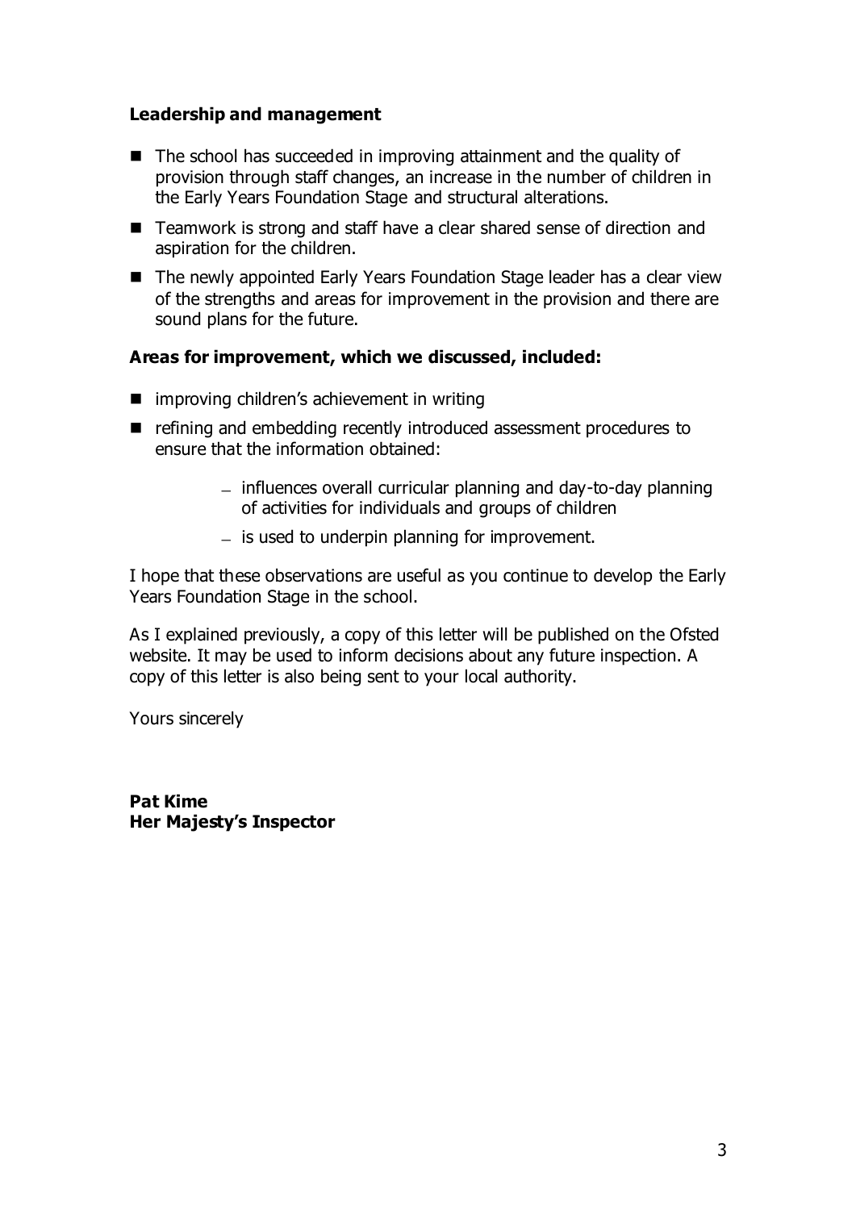**Leadership and management**

- The school has succeeded in improving attainment and the quality of provision through staff changes, an increase in the number of children in the Early Years Foundation Stage and structural alterations.
- Teamwork is strong and staff have a clear shared sense of direction and aspiration for the children.
- The newly appointed Early Years Foundation Stage leader has a clear view of the strengths and areas for improvement in the provision and there are sound plans for the future.

**Areas for improvement, which we discussed, included:**

- improving children's achievement in writing
- refining and embedding recently introduced assessment procedures to ensure that the information obtained:
  - influences overall curricular planning and day-to-day planning of activities for individuals and groups of children
  - is used to underpin planning for improvement.

I hope that these observations are useful as you continue to develop the Early Years Foundation Stage in the school.

As I explained previously, a copy of this letter will be published on the Ofsted website. It may be used to inform decisions about any future inspection. A copy of this letter is also being sent to your local authority.

Yours sincerely

**Pat Kime**
**Her Majesty's Inspector**